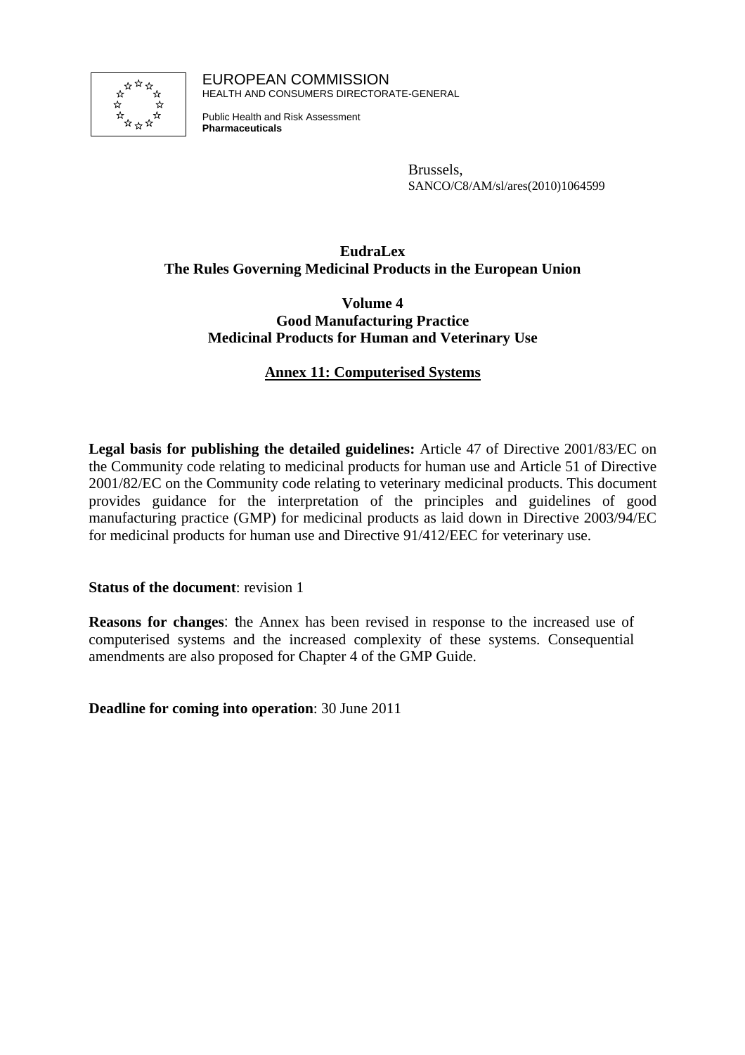EUROPEAN COMMISSION
HEALTH AND CONSUMERS DIRECTORATE-GENERAL

Public Health and Risk Assessment
**Pharmaceuticals**

Brussels,
SANCO/C8/AM/sl/ares(2010)1064599

**EudraLex**
**The Rules Governing Medicinal Products in the European Union**

**Volume 4**
**Good Manufacturing Practice**
**Medicinal Products for Human and Veterinary Use**

# Annex 11: Computerised Systems

**Legal basis for publishing the detailed guidelines:** Article 47 of Directive 2001/83/EC on the Community code relating to medicinal products for human use and Article 51 of Directive 2001/82/EC on the Community code relating to veterinary medicinal products. This document provides guidance for the interpretation of the principles and guidelines of good manufacturing practice (GMP) for medicinal products as laid down in Directive 2003/94/EC for medicinal products for human use and Directive 91/412/EEC for veterinary use.

**Status of the document**: revision 1

**Reasons for changes**: the Annex has been revised in response to the increased use of computerised systems and the increased complexity of these systems. Consequential amendments are also proposed for Chapter 4 of the GMP Guide.

**Deadline for coming into operation**: 30 June 2011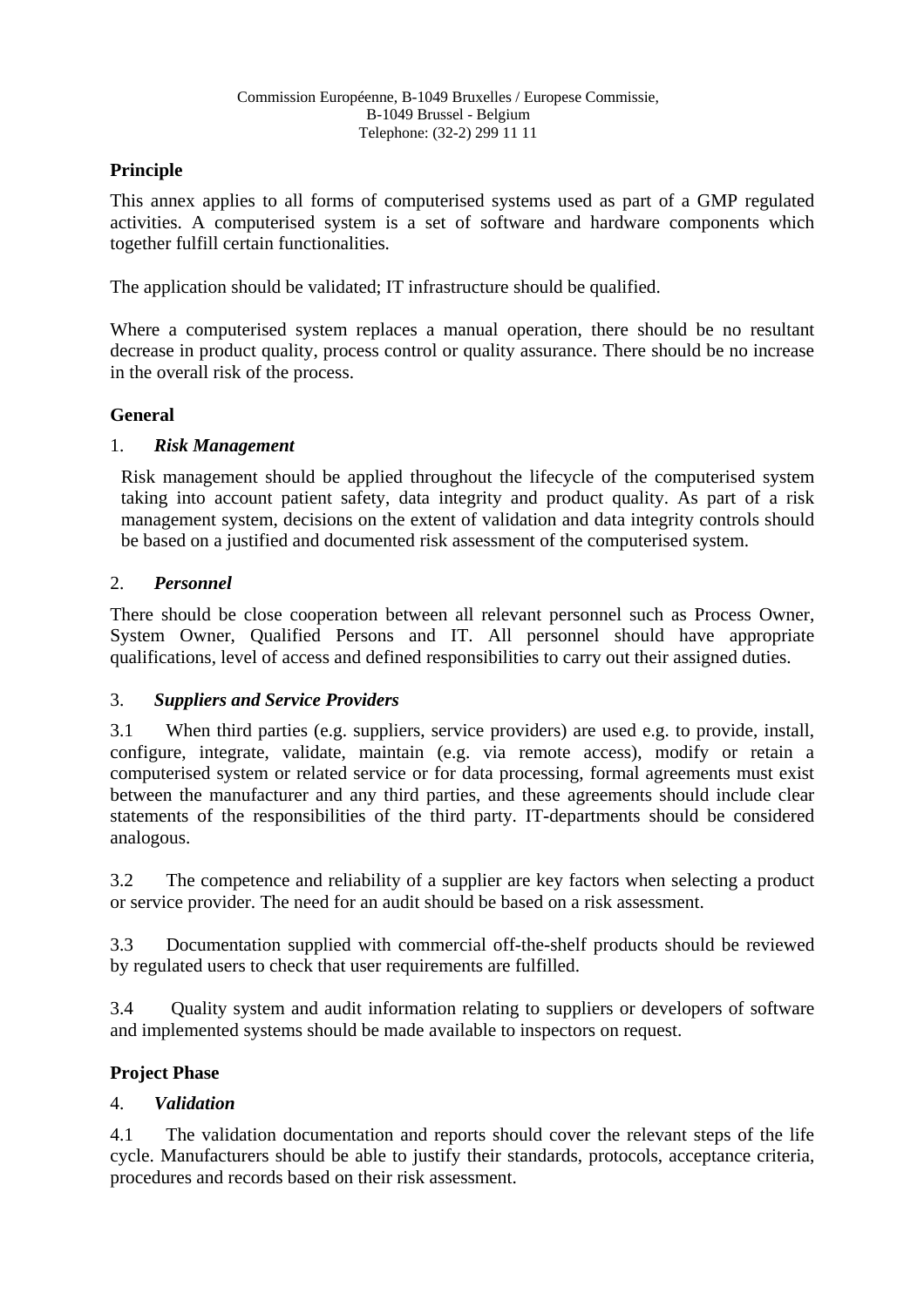Commission Européenne, B-1049 Bruxelles / Europese Commissie,
B-1049 Brussel - Belgium
Telephone: (32-2) 299 11 11

## Principle

This annex applies to all forms of computerised systems used as part of a GMP regulated activities. A computerised system is a set of software and hardware components which together fulfill certain functionalities.

The application should be validated; IT infrastructure should be qualified.

Where a computerised system replaces a manual operation, there should be no resultant decrease in product quality, process control or quality assurance. There should be no increase in the overall risk of the process.

## General

### 1. *Risk Management*

Risk management should be applied throughout the lifecycle of the computerised system taking into account patient safety, data integrity and product quality. As part of a risk management system, decisions on the extent of validation and data integrity controls should be based on a justified and documented risk assessment of the computerised system.

### 2. *Personnel*

There should be close cooperation between all relevant personnel such as Process Owner, System Owner, Qualified Persons and IT. All personnel should have appropriate qualifications, level of access and defined responsibilities to carry out their assigned duties.

### 3. *Suppliers and Service Providers*

3.1 When third parties (e.g. suppliers, service providers) are used e.g. to provide, install, configure, integrate, validate, maintain (e.g. via remote access), modify or retain a computerised system or related service or for data processing, formal agreements must exist between the manufacturer and any third parties, and these agreements should include clear statements of the responsibilities of the third party. IT-departments should be considered analogous.

3.2 The competence and reliability of a supplier are key factors when selecting a product or service provider. The need for an audit should be based on a risk assessment.

3.3 Documentation supplied with commercial off-the-shelf products should be reviewed by regulated users to check that user requirements are fulfilled.

3.4 Quality system and audit information relating to suppliers or developers of software and implemented systems should be made available to inspectors on request.

## Project Phase

### 4. *Validation*

4.1 The validation documentation and reports should cover the relevant steps of the life cycle. Manufacturers should be able to justify their standards, protocols, acceptance criteria, procedures and records based on their risk assessment.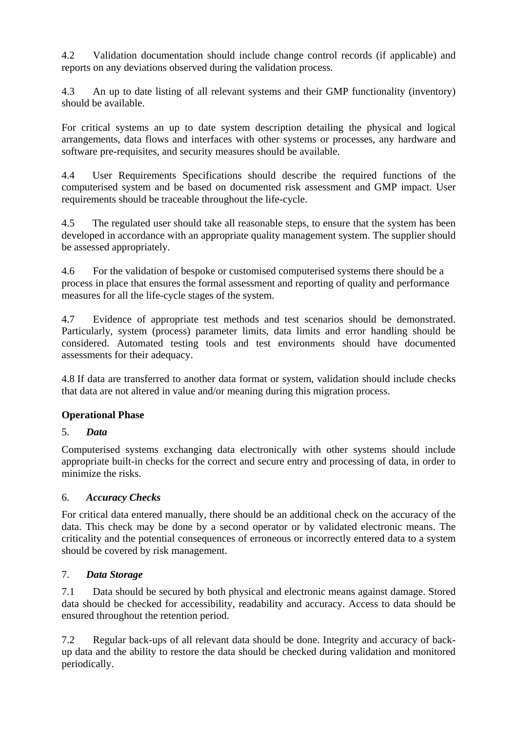4.2 Validation documentation should include change control records (if applicable) and reports on any deviations observed during the validation process.

4.3 An up to date listing of all relevant systems and their GMP functionality (inventory) should be available.

For critical systems an up to date system description detailing the physical and logical arrangements, data flows and interfaces with other systems or processes, any hardware and software pre-requisites, and security measures should be available.

4.4 User Requirements Specifications should describe the required functions of the computerised system and be based on documented risk assessment and GMP impact. User requirements should be traceable throughout the life-cycle.

4.5 The regulated user should take all reasonable steps, to ensure that the system has been developed in accordance with an appropriate quality management system. The supplier should be assessed appropriately.

4.6 For the validation of bespoke or customised computerised systems there should be a process in place that ensures the formal assessment and reporting of quality and performance measures for all the life-cycle stages of the system.

4.7 Evidence of appropriate test methods and test scenarios should be demonstrated. Particularly, system (process) parameter limits, data limits and error handling should be considered. Automated testing tools and test environments should have documented assessments for their adequacy.

4.8 If data are transferred to another data format or system, validation should include checks that data are not altered in value and/or meaning during this migration process.

**Operational Phase**

5. ***Data***

Computerised systems exchanging data electronically with other systems should include appropriate built-in checks for the correct and secure entry and processing of data, in order to minimize the risks.

6. ***Accuracy Checks***

For critical data entered manually, there should be an additional check on the accuracy of the data. This check may be done by a second operator or by validated electronic means. The criticality and the potential consequences of erroneous or incorrectly entered data to a system should be covered by risk management.

7. ***Data Storage***

7.1 Data should be secured by both physical and electronic means against damage. Stored data should be checked for accessibility, readability and accuracy. Access to data should be ensured throughout the retention period.

7.2 Regular back-ups of all relevant data should be done. Integrity and accuracy of back-up data and the ability to restore the data should be checked during validation and monitored periodically.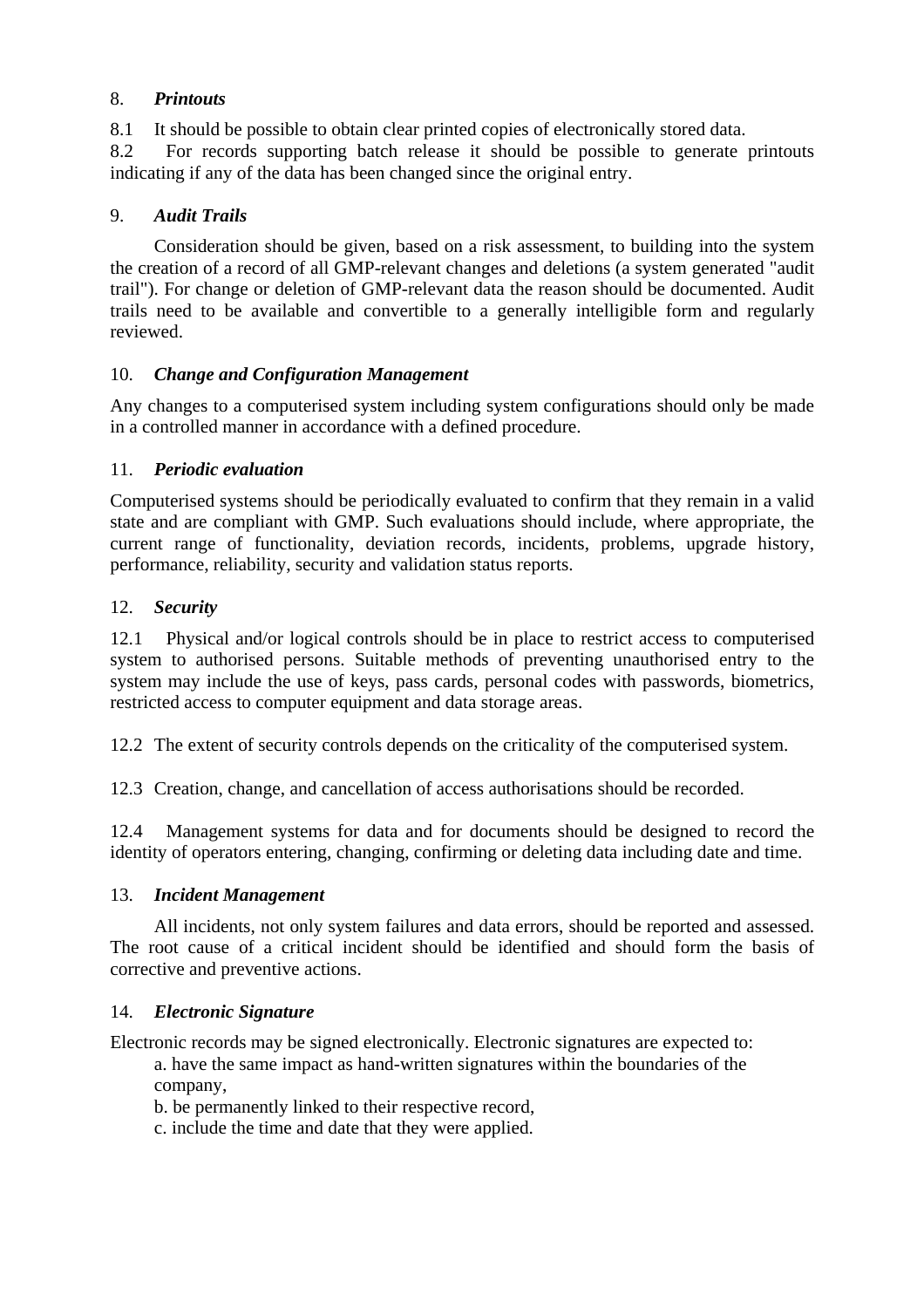## 8. *Printouts*

8.1 It should be possible to obtain clear printed copies of electronically stored data.

8.2 For records supporting batch release it should be possible to generate printouts indicating if any of the data has been changed since the original entry.

## 9. *Audit Trails*

Consideration should be given, based on a risk assessment, to building into the system the creation of a record of all GMP-relevant changes and deletions (a system generated "audit trail"). For change or deletion of GMP-relevant data the reason should be documented. Audit trails need to be available and convertible to a generally intelligible form and regularly reviewed.

## 10. *Change and Configuration Management*

Any changes to a computerised system including system configurations should only be made in a controlled manner in accordance with a defined procedure.

## 11. *Periodic evaluation*

Computerised systems should be periodically evaluated to confirm that they remain in a valid state and are compliant with GMP. Such evaluations should include, where appropriate, the current range of functionality, deviation records, incidents, problems, upgrade history, performance, reliability, security and validation status reports.

## 12. *Security*

12.1 Physical and/or logical controls should be in place to restrict access to computerised system to authorised persons. Suitable methods of preventing unauthorised entry to the system may include the use of keys, pass cards, personal codes with passwords, biometrics, restricted access to computer equipment and data storage areas.

12.2 The extent of security controls depends on the criticality of the computerised system.

12.3 Creation, change, and cancellation of access authorisations should be recorded.

12.4 Management systems for data and for documents should be designed to record the identity of operators entering, changing, confirming or deleting data including date and time.

## 13. *Incident Management*

All incidents, not only system failures and data errors, should be reported and assessed. The root cause of a critical incident should be identified and should form the basis of corrective and preventive actions.

## 14. *Electronic Signature*

Electronic records may be signed electronically. Electronic signatures are expected to:

a. have the same impact as hand-written signatures within the boundaries of the company,

b. be permanently linked to their respective record,

c. include the time and date that they were applied.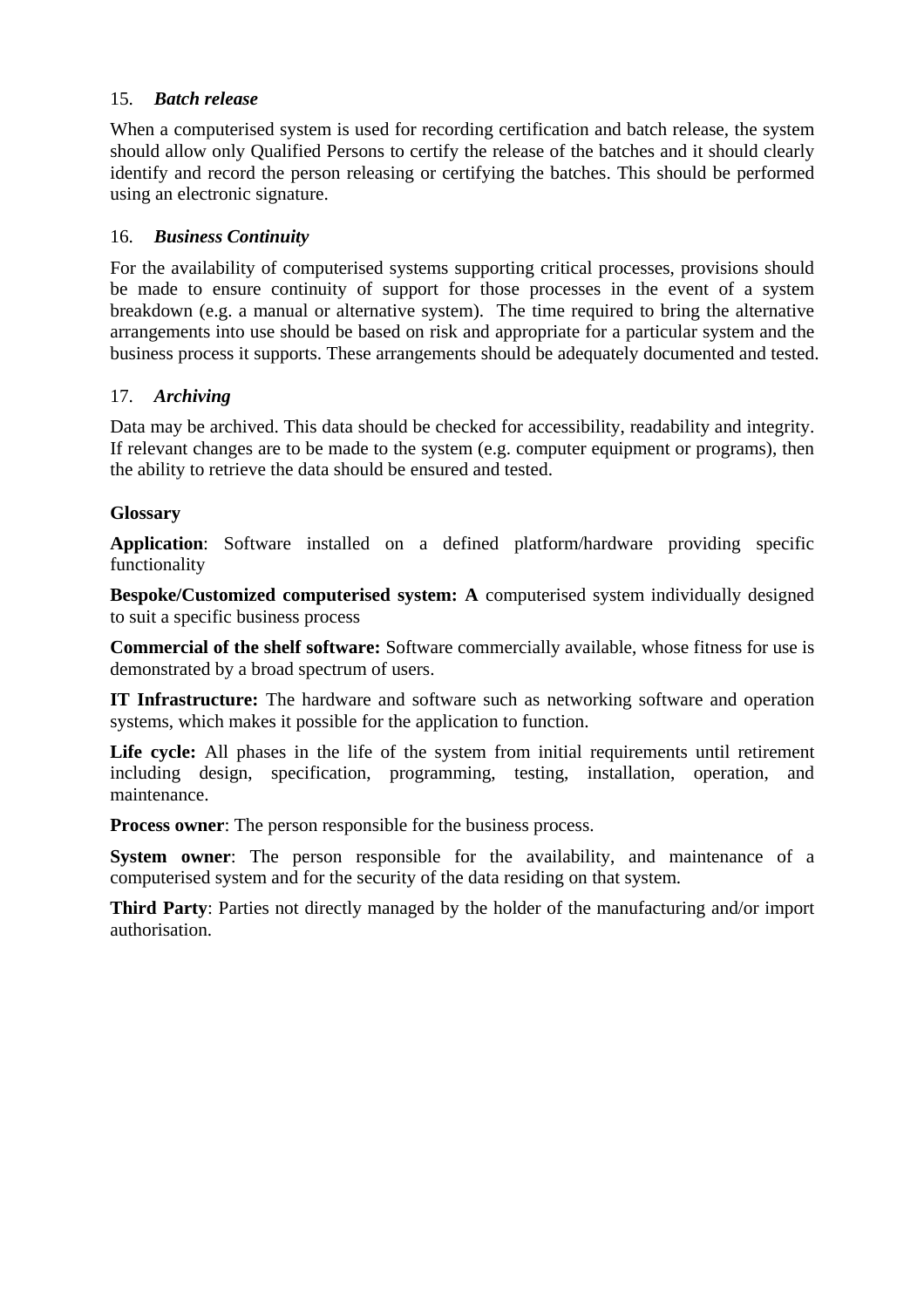15. ***Batch release***

When a computerised system is used for recording certification and batch release, the system should allow only Qualified Persons to certify the release of the batches and it should clearly identify and record the person releasing or certifying the batches. This should be performed using an electronic signature.

16. ***Business Continuity***

For the availability of computerised systems supporting critical processes, provisions should be made to ensure continuity of support for those processes in the event of a system breakdown (e.g. a manual or alternative system). The time required to bring the alternative arrangements into use should be based on risk and appropriate for a particular system and the business process it supports. These arrangements should be adequately documented and tested.

17. ***Archiving***

Data may be archived. This data should be checked for accessibility, readability and integrity. If relevant changes are to be made to the system (e.g. computer equipment or programs), then the ability to retrieve the data should be ensured and tested.

**Glossary**

**Application**: Software installed on a defined platform/hardware providing specific functionality

**Bespoke/Customized computerised system: A** computerised system individually designed to suit a specific business process

**Commercial of the shelf software:** Software commercially available, whose fitness for use is demonstrated by a broad spectrum of users.

**IT Infrastructure:** The hardware and software such as networking software and operation systems, which makes it possible for the application to function.

**Life cycle:** All phases in the life of the system from initial requirements until retirement including design, specification, programming, testing, installation, operation, and maintenance.

**Process owner**: The person responsible for the business process.

**System owner**: The person responsible for the availability, and maintenance of a computerised system and for the security of the data residing on that system.

**Third Party**: Parties not directly managed by the holder of the manufacturing and/or import authorisation.